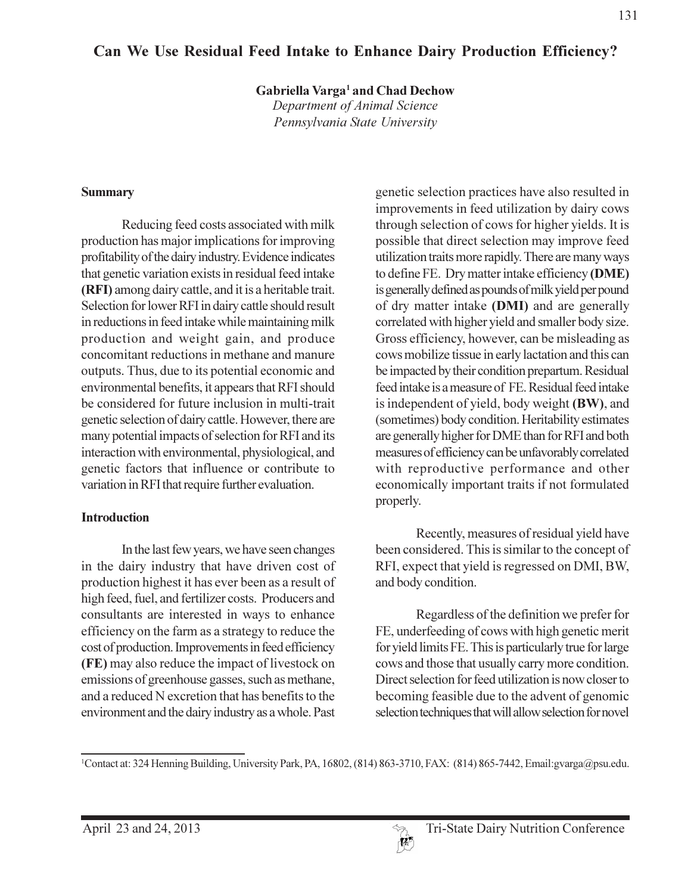# Can We Use Residual Feed Intake to Enhance Dairy Production Efficiency?

**Gabriella Varga[1] and Chad Dechow**

*Department of Animal Science*
*Pennsylvania State University*

## Summary

Reducing feed costs associated with milk production has major implications for improving profitability of the dairy industry. Evidence indicates that genetic variation exists in residual feed intake **(RFI)** among dairy cattle, and it is a heritable trait. Selection for lower RFI in dairy cattle should result in reductions in feed intake while maintaining milk production and weight gain, and produce concomitant reductions in methane and manure outputs. Thus, due to its potential economic and environmental benefits, it appears that RFI should be considered for future inclusion in multi-trait genetic selection of dairy cattle. However, there are many potential impacts of selection for RFI and its interaction with environmental, physiological, and genetic factors that influence or contribute to variation in RFI that require further evaluation.

## Introduction

In the last few years, we have seen changes in the dairy industry that have driven cost of production highest it has ever been as a result of high feed, fuel, and fertilizer costs. Producers and consultants are interested in ways to enhance efficiency on the farm as a strategy to reduce the cost of production. Improvements in feed efficiency **(FE)** may also reduce the impact of livestock on emissions of greenhouse gasses, such as methane, and a reduced N excretion that has benefits to the environment and the dairy industry as a whole. Past genetic selection practices have also resulted in improvements in feed utilization by dairy cows through selection of cows for higher yields. It is possible that direct selection may improve feed utilization traits more rapidly. There are many ways to define FE. Dry matter intake efficiency **(DME)** is generally defined as pounds of milk yield per pound of dry matter intake **(DMI)** and are generally correlated with higher yield and smaller body size. Gross efficiency, however, can be misleading as cows mobilize tissue in early lactation and this can be impacted by their condition prepartum. Residual feed intake is a measure of FE. Residual feed intake is independent of yield, body weight **(BW)**, and (sometimes) body condition. Heritability estimates are generally higher for DME than for RFI and both measures of efficiency can be unfavorably correlated with reproductive performance and other economically important traits if not formulated properly.

Recently, measures of residual yield have been considered. This is similar to the concept of RFI, expect that yield is regressed on DMI, BW, and body condition.

Regardless of the definition we prefer for FE, underfeeding of cows with high genetic merit for yield limits FE. This is particularly true for large cows and those that usually carry more condition. Direct selection for feed utilization is now closer to becoming feasible due to the advent of genomic selection techniques that will allow selection for novel

---

[1]Contact at: 324 Henning Building, University Park, PA, 16802, (814) 863-3710, FAX: (814) 865-7442, Email:gvarga@psu.edu.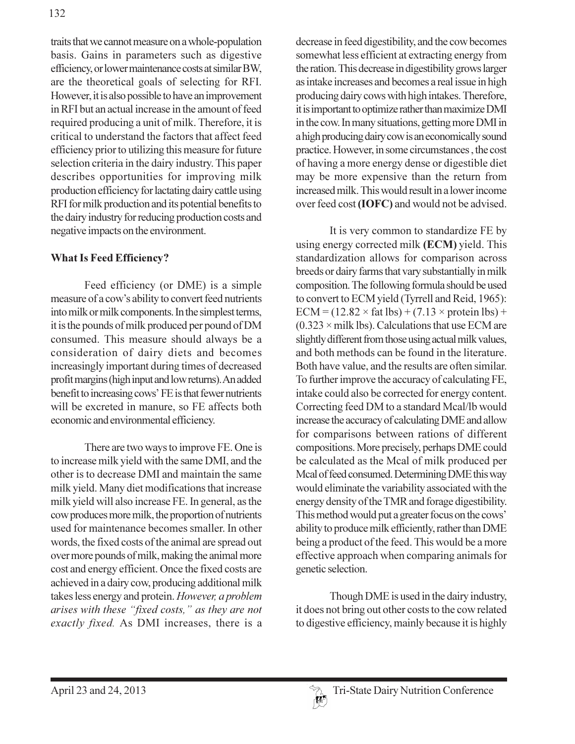traits that we cannot measure on a whole-population basis. Gains in parameters such as digestive efficiency, or lower maintenance costs at similar BW, are the theoretical goals of selecting for RFI. However, it is also possible to have an improvement in RFI but an actual increase in the amount of feed required producing a unit of milk. Therefore, it is critical to understand the factors that affect feed efficiency prior to utilizing this measure for future selection criteria in the dairy industry. This paper describes opportunities for improving milk production efficiency for lactating dairy cattle using RFI for milk production and its potential benefits to the dairy industry for reducing production costs and negative impacts on the environment.

## What Is Feed Efficiency?

Feed efficiency (or DME) is a simple measure of a cow's ability to convert feed nutrients into milk or milk components. In the simplest terms, it is the pounds of milk produced per pound of DM consumed. This measure should always be a consideration of dairy diets and becomes increasingly important during times of decreased profit margins (high input and low returns). An added benefit to increasing cows' FE is that fewer nutrients will be excreted in manure, so FE affects both economic and environmental efficiency.

There are two ways to improve FE. One is to increase milk yield with the same DMI, and the other is to decrease DMI and maintain the same milk yield. Many diet modifications that increase milk yield will also increase FE. In general, as the cow produces more milk, the proportion of nutrients used for maintenance becomes smaller. In other words, the fixed costs of the animal are spread out over more pounds of milk, making the animal more cost and energy efficient. Once the fixed costs are achieved in a dairy cow, producing additional milk takes less energy and protein. *However, a problem arises with these "fixed costs," as they are not exactly fixed.* As DMI increases, there is a decrease in feed digestibility, and the cow becomes somewhat less efficient at extracting energy from the ration. This decrease in digestibility grows larger as intake increases and becomes a real issue in high producing dairy cows with high intakes. Therefore, it is important to optimize rather than maximize DMI in the cow. In many situations, getting more DMI in a high producing dairy cow is an economically sound practice. However, in some circumstances , the cost of having a more energy dense or digestible diet may be more expensive than the return from increased milk. This would result in a lower income over feed cost **(IOFC)** and would not be advised.

It is very common to standardize FE by using energy corrected milk **(ECM)** yield. This standardization allows for comparison across breeds or dairy farms that vary substantially in milk composition. The following formula should be used to convert to ECM yield (Tyrrell and Reid, 1965): $ECM = (12.82 \times \text{fat lbs}) + (7.13 \times \text{protein lbs}) + (0.323 \times \text{milk lbs})$. Calculations that use ECM are slightly different from those using actual milk values, and both methods can be found in the literature. Both have value, and the results are often similar. To further improve the accuracy of calculating FE, intake could also be corrected for energy content. Correcting feed DM to a standard Mcal/lb would increase the accuracy of calculating DME and allow for comparisons between rations of different compositions. More precisely, perhaps DME could be calculated as the Mcal of milk produced per Mcal of feed consumed. Determining DME this way would eliminate the variability associated with the energy density of the TMR and forage digestibility. This method would put a greater focus on the cows' ability to produce milk efficiently, rather than DME being a product of the feed. This would be a more effective approach when comparing animals for genetic selection.

Though DME is used in the dairy industry, it does not bring out other costs to the cow related to digestive efficiency, mainly because it is highly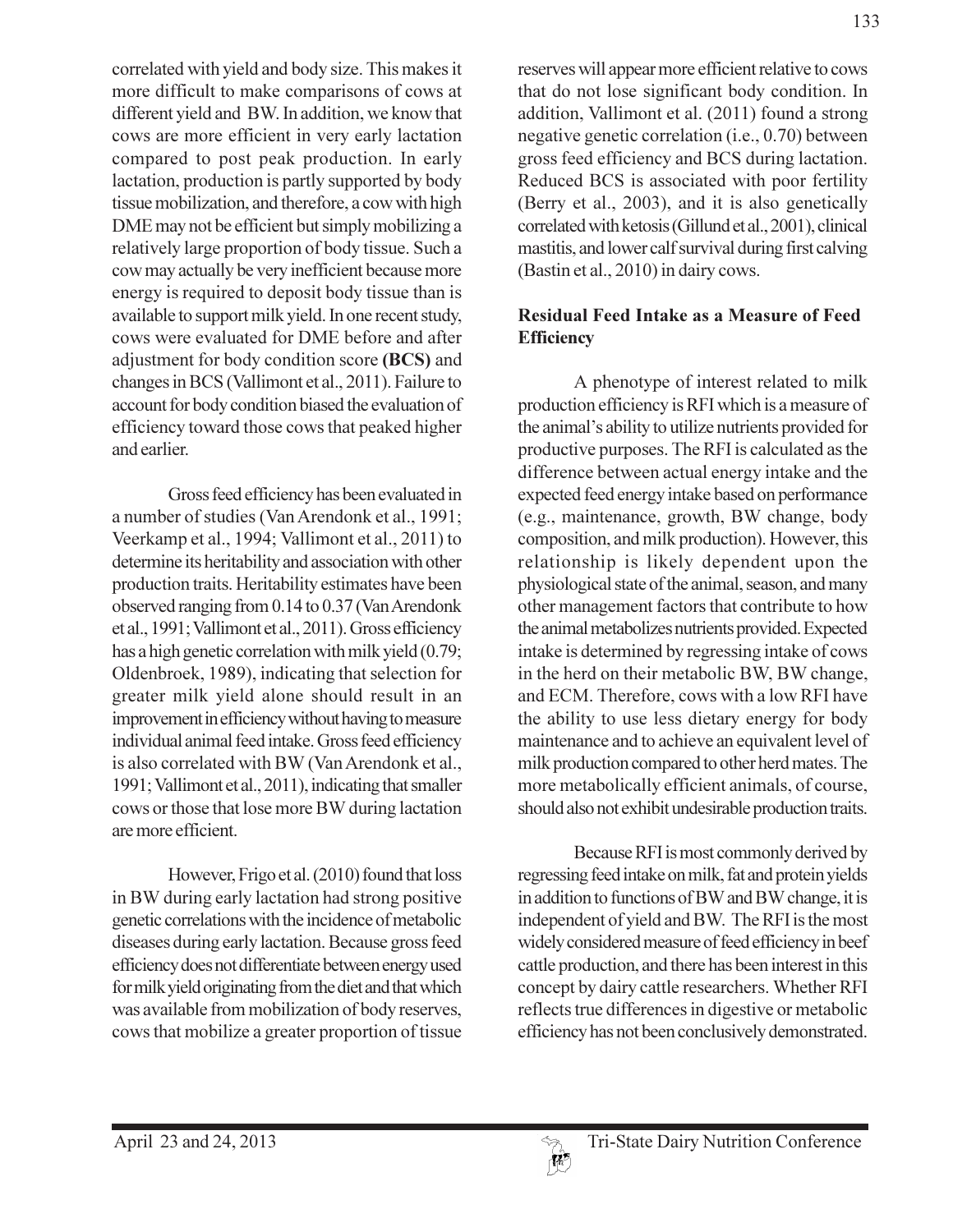correlated with yield and body size. This makes it more difficult to make comparisons of cows at different yield and BW. In addition, we know that cows are more efficient in very early lactation compared to post peak production. In early lactation, production is partly supported by body tissue mobilization, and therefore, a cow with high DME may not be efficient but simply mobilizing a relatively large proportion of body tissue. Such a cow may actually be very inefficient because more energy is required to deposit body tissue than is available to support milk yield. In one recent study, cows were evaluated for DME before and after adjustment for body condition score **(BCS)** and changes in BCS (Vallimont et al., 2011). Failure to account for body condition biased the evaluation of efficiency toward those cows that peaked higher and earlier.

Gross feed efficiency has been evaluated in a number of studies (Van Arendonk et al., 1991; Veerkamp et al., 1994; Vallimont et al., 2011) to determine its heritability and association with other production traits. Heritability estimates have been observed ranging from 0.14 to 0.37 (Van Arendonk et al., 1991; Vallimont et al., 2011). Gross efficiency has a high genetic correlation with milk yield (0.79; Oldenbroek, 1989), indicating that selection for greater milk yield alone should result in an improvement in efficiency without having to measure individual animal feed intake. Gross feed efficiency is also correlated with BW (Van Arendonk et al., 1991; Vallimont et al., 2011), indicating that smaller cows or those that lose more BW during lactation are more efficient.

However, Frigo et al. (2010) found that loss in BW during early lactation had strong positive genetic correlations with the incidence of metabolic diseases during early lactation. Because gross feed efficiency does not differentiate between energy used for milk yield originating from the diet and that which was available from mobilization of body reserves, cows that mobilize a greater proportion of tissue reserves will appear more efficient relative to cows that do not lose significant body condition. In addition, Vallimont et al. (2011) found a strong negative genetic correlation (i.e., 0.70) between gross feed efficiency and BCS during lactation. Reduced BCS is associated with poor fertility (Berry et al., 2003), and it is also genetically correlated with ketosis (Gillund et al., 2001), clinical mastitis, and lower calf survival during first calving (Bastin et al., 2010) in dairy cows.

## Residual Feed Intake as a Measure of Feed Efficiency

A phenotype of interest related to milk production efficiency is RFI which is a measure of the animal's ability to utilize nutrients provided for productive purposes. The RFI is calculated as the difference between actual energy intake and the expected feed energy intake based on performance (e.g., maintenance, growth, BW change, body composition, and milk production). However, this relationship is likely dependent upon the physiological state of the animal, season, and many other management factors that contribute to how the animal metabolizes nutrients provided. Expected intake is determined by regressing intake of cows in the herd on their metabolic BW, BW change, and ECM. Therefore, cows with a low RFI have the ability to use less dietary energy for body maintenance and to achieve an equivalent level of milk production compared to other herd mates. The more metabolically efficient animals, of course, should also not exhibit undesirable production traits.

Because RFI is most commonly derived by regressing feed intake on milk, fat and protein yields in addition to functions of BW and BW change, it is independent of yield and BW. The RFI is the most widely considered measure of feed efficiency in beef cattle production, and there has been interest in this concept by dairy cattle researchers. Whether RFI reflects true differences in digestive or metabolic efficiency has not been conclusively demonstrated.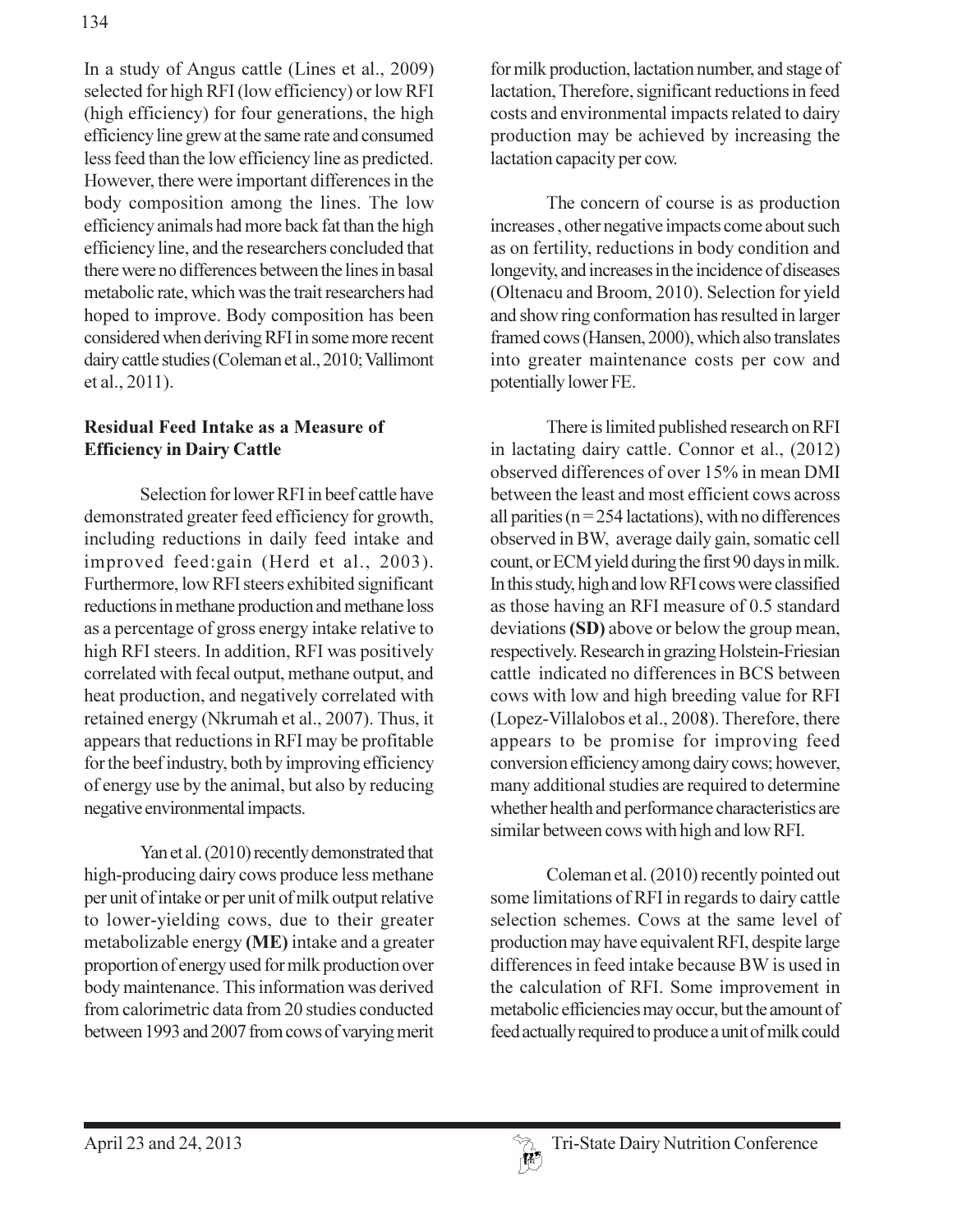In a study of Angus cattle (Lines et al., 2009) selected for high RFI (low efficiency) or low RFI (high efficiency) for four generations, the high efficiency line grew at the same rate and consumed less feed than the low efficiency line as predicted. However, there were important differences in the body composition among the lines. The low efficiency animals had more back fat than the high efficiency line, and the researchers concluded that there were no differences between the lines in basal metabolic rate, which was the trait researchers had hoped to improve. Body composition has been considered when deriving RFI in some more recent dairy cattle studies (Coleman et al., 2010; Vallimont et al., 2011).

## Residual Feed Intake as a Measure of Efficiency in Dairy Cattle

Selection for lower RFI in beef cattle have demonstrated greater feed efficiency for growth, including reductions in daily feed intake and improved feed:gain (Herd et al., 2003). Furthermore, low RFI steers exhibited significant reductions in methane production and methane loss as a percentage of gross energy intake relative to high RFI steers. In addition, RFI was positively correlated with fecal output, methane output, and heat production, and negatively correlated with retained energy (Nkrumah et al., 2007). Thus, it appears that reductions in RFI may be profitable for the beef industry, both by improving efficiency of energy use by the animal, but also by reducing negative environmental impacts.

Yan et al. (2010) recently demonstrated that high-producing dairy cows produce less methane per unit of intake or per unit of milk output relative to lower-yielding cows, due to their greater metabolizable energy **(ME)** intake and a greater proportion of energy used for milk production over body maintenance. This information was derived from calorimetric data from 20 studies conducted between 1993 and 2007 from cows of varying merit for milk production, lactation number, and stage of lactation, Therefore, significant reductions in feed costs and environmental impacts related to dairy production may be achieved by increasing the lactation capacity per cow.

The concern of course is as production increases , other negative impacts come about such as on fertility, reductions in body condition and longevity, and increases in the incidence of diseases (Oltenacu and Broom, 2010). Selection for yield and show ring conformation has resulted in larger framed cows (Hansen, 2000), which also translates into greater maintenance costs per cow and potentially lower FE.

There is limited published research on RFI in lactating dairy cattle. Connor et al., (2012) observed differences of over 15% in mean DMI between the least and most efficient cows across all parities (n = 254 lactations), with no differences observed in BW, average daily gain, somatic cell count, or ECM yield during the first 90 days in milk. In this study, high and low RFI cows were classified as those having an RFI measure of 0.5 standard deviations **(SD)** above or below the group mean, respectively. Research in grazing Holstein-Friesian cattle indicated no differences in BCS between cows with low and high breeding value for RFI (Lopez-Villalobos et al., 2008). Therefore, there appears to be promise for improving feed conversion efficiency among dairy cows; however, many additional studies are required to determine whether health and performance characteristics are similar between cows with high and low RFI.

Coleman et al. (2010) recently pointed out some limitations of RFI in regards to dairy cattle selection schemes. Cows at the same level of production may have equivalent RFI, despite large differences in feed intake because BW is used in the calculation of RFI. Some improvement in metabolic efficiencies may occur, but the amount of feed actually required to produce a unit of milk could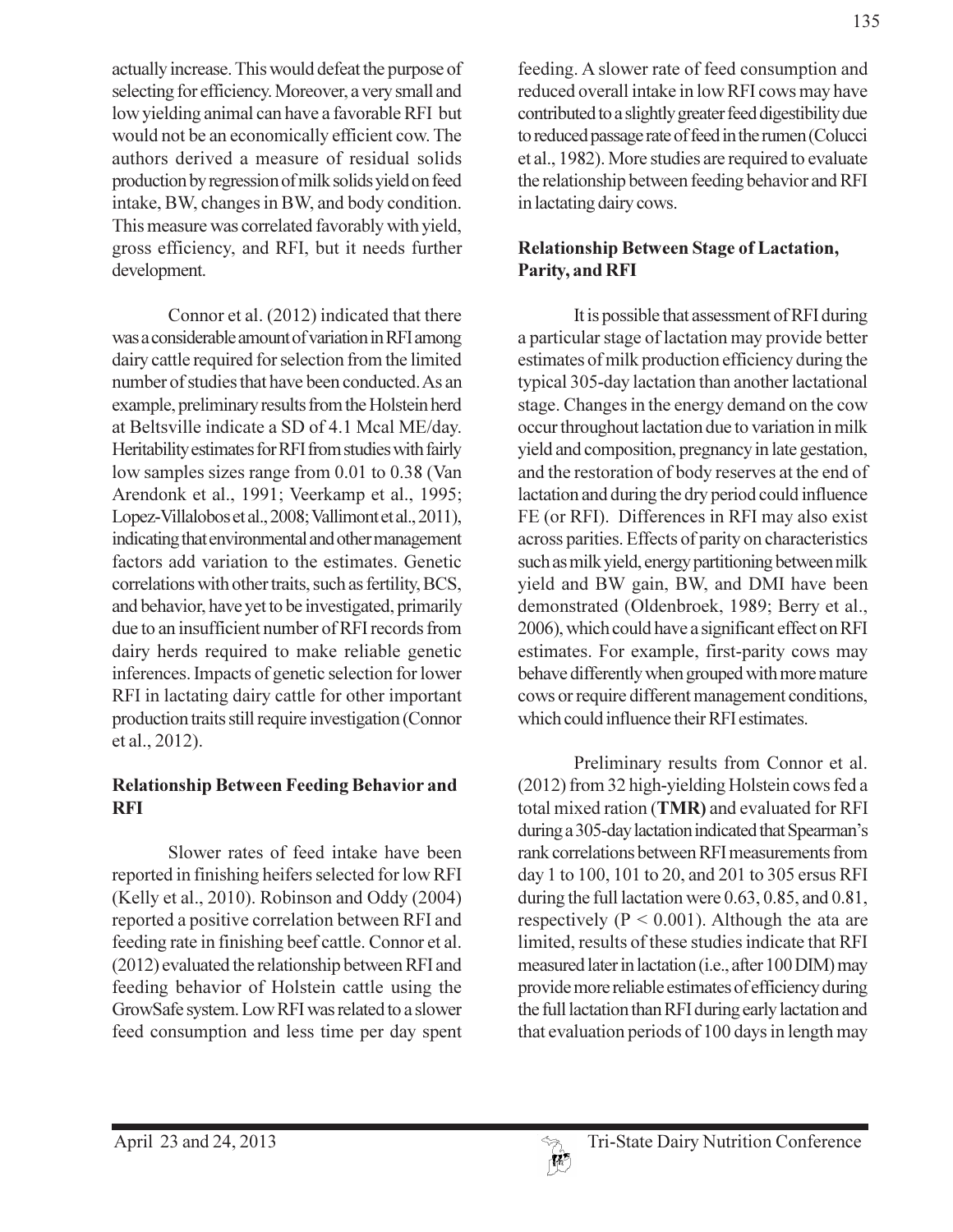actually increase. This would defeat the purpose of selecting for efficiency. Moreover, a very small and low yielding animal can have a favorable RFI but would not be an economically efficient cow. The authors derived a measure of residual solids production by regression of milk solids yield on feed intake, BW, changes in BW, and body condition. This measure was correlated favorably with yield, gross efficiency, and RFI, but it needs further development.

Connor et al. (2012) indicated that there was a considerable amount of variation in RFI among dairy cattle required for selection from the limited number of studies that have been conducted. As an example, preliminary results from the Holstein herd at Beltsville indicate a SD of 4.1 Mcal ME/day. Heritability estimates for RFI from studies with fairly low samples sizes range from 0.01 to 0.38 (Van Arendonk et al., 1991; Veerkamp et al., 1995; Lopez-Villalobos et al., 2008; Vallimont et al., 2011), indicating that environmental and other management factors add variation to the estimates. Genetic correlations with other traits, such as fertility, BCS, and behavior, have yet to be investigated, primarily due to an insufficient number of RFI records from dairy herds required to make reliable genetic inferences. Impacts of genetic selection for lower RFI in lactating dairy cattle for other important production traits still require investigation (Connor et al., 2012).

## Relationship Between Feeding Behavior and RFI

Slower rates of feed intake have been reported in finishing heifers selected for low RFI (Kelly et al., 2010). Robinson and Oddy (2004) reported a positive correlation between RFI and feeding rate in finishing beef cattle. Connor et al. (2012) evaluated the relationship between RFI and feeding behavior of Holstein cattle using the GrowSafe system. Low RFI was related to a slower feed consumption and less time per day spent feeding. A slower rate of feed consumption and reduced overall intake in low RFI cows may have contributed to a slightly greater feed digestibility due to reduced passage rate of feed in the rumen (Colucci et al., 1982). More studies are required to evaluate the relationship between feeding behavior and RFI in lactating dairy cows.

## Relationship Between Stage of Lactation, Parity, and RFI

It is possible that assessment of RFI during a particular stage of lactation may provide better estimates of milk production efficiency during the typical 305-day lactation than another lactational stage. Changes in the energy demand on the cow occur throughout lactation due to variation in milk yield and composition, pregnancy in late gestation, and the restoration of body reserves at the end of lactation and during the dry period could influence FE (or RFI). Differences in RFI may also exist across parities. Effects of parity on characteristics such as milk yield, energy partitioning between milk yield and BW gain, BW, and DMI have been demonstrated (Oldenbroek, 1989; Berry et al., 2006), which could have a significant effect on RFI estimates. For example, first-parity cows may behave differently when grouped with more mature cows or require different management conditions, which could influence their RFI estimates.

Preliminary results from Connor et al. (2012) from 32 high-yielding Holstein cows fed a total mixed ration (**TMR**) and evaluated for RFI during a 305-day lactation indicated that Spearman's rank correlations between RFI measurements from day 1 to 100, 101 to 20, and 201 to 305 ersus RFI during the full lactation were 0.63, 0.85, and 0.81, respectively ($P < 0.001$). Although the ata are limited, results of these studies indicate that RFI measured later in lactation (i.e., after 100 DIM) may provide more reliable estimates of efficiency during the full lactation than RFI during early lactation and that evaluation periods of 100 days in length may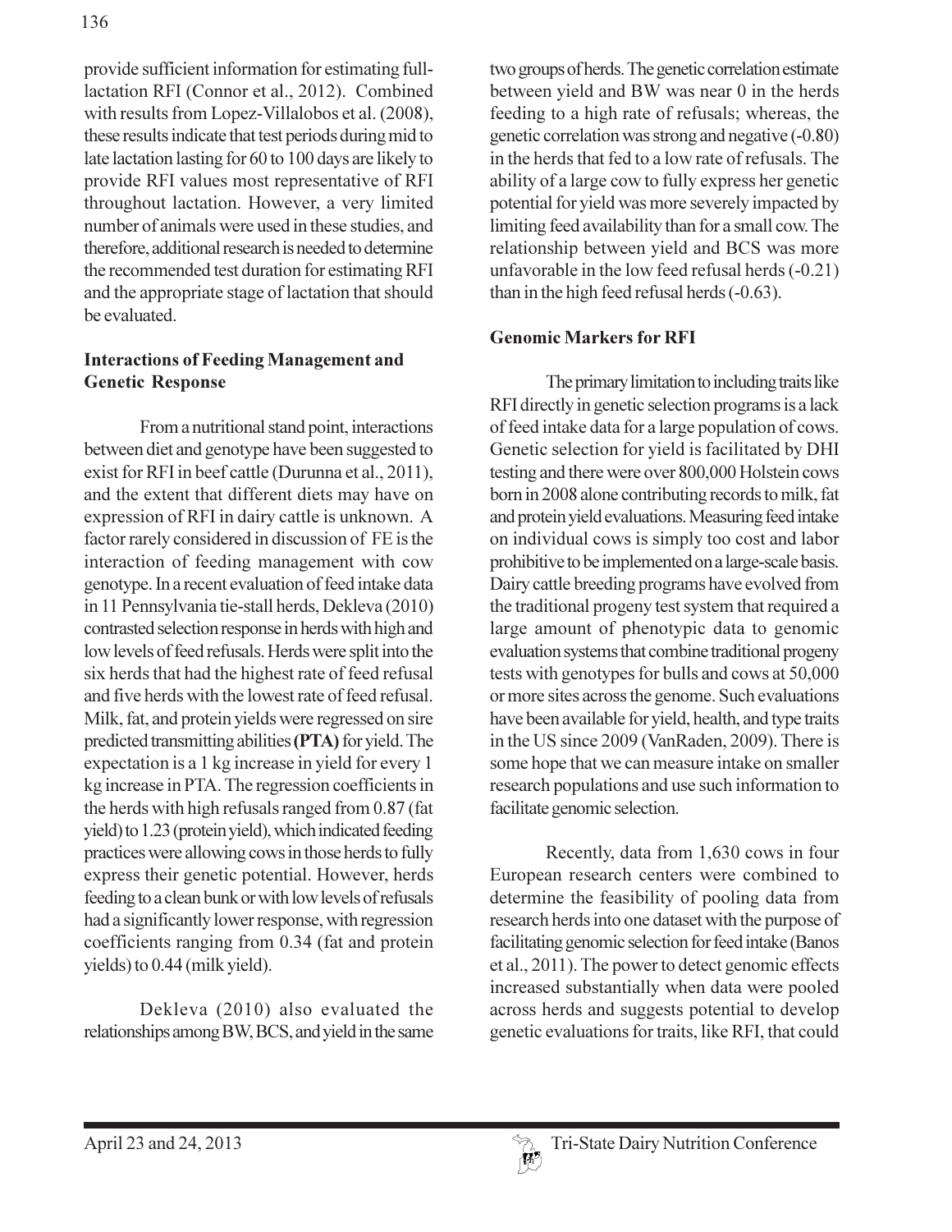provide sufficient information for estimating full-lactation RFI (Connor et al., 2012). Combined with results from Lopez-Villalobos et al. (2008), these results indicate that test periods during mid to late lactation lasting for 60 to 100 days are likely to provide RFI values most representative of RFI throughout lactation. However, a very limited number of animals were used in these studies, and therefore, additional research is needed to determine the recommended test duration for estimating RFI and the appropriate stage of lactation that should be evaluated.

## Interactions of Feeding Management and Genetic Response

From a nutritional stand point, interactions between diet and genotype have been suggested to exist for RFI in beef cattle (Durunna et al., 2011), and the extent that different diets may have on expression of RFI in dairy cattle is unknown. A factor rarely considered in discussion of FE is the interaction of feeding management with cow genotype. In a recent evaluation of feed intake data in 11 Pennsylvania tie-stall herds, Dekleva (2010) contrasted selection response in herds with high and low levels of feed refusals. Herds were split into the six herds that had the highest rate of feed refusal and five herds with the lowest rate of feed refusal. Milk, fat, and protein yields were regressed on sire predicted transmitting abilities **(PTA)** for yield. The expectation is a 1 kg increase in yield for every 1 kg increase in PTA. The regression coefficients in the herds with high refusals ranged from 0.87 (fat yield) to 1.23 (protein yield), which indicated feeding practices were allowing cows in those herds to fully express their genetic potential. However, herds feeding to a clean bunk or with low levels of refusals had a significantly lower response, with regression coefficients ranging from 0.34 (fat and protein yields) to 0.44 (milk yield).

Dekleva (2010) also evaluated the relationships among BW, BCS, and yield in the same two groups of herds. The genetic correlation estimate between yield and BW was near 0 in the herds feeding to a high rate of refusals; whereas, the genetic correlation was strong and negative (-0.80) in the herds that fed to a low rate of refusals. The ability of a large cow to fully express her genetic potential for yield was more severely impacted by limiting feed availability than for a small cow. The relationship between yield and BCS was more unfavorable in the low feed refusal herds (-0.21) than in the high feed refusal herds (-0.63).

## Genomic Markers for RFI

The primary limitation to including traits like RFI directly in genetic selection programs is a lack of feed intake data for a large population of cows. Genetic selection for yield is facilitated by DHI testing and there were over 800,000 Holstein cows born in 2008 alone contributing records to milk, fat and protein yield evaluations. Measuring feed intake on individual cows is simply too cost and labor prohibitive to be implemented on a large-scale basis. Dairy cattle breeding programs have evolved from the traditional progeny test system that required a large amount of phenotypic data to genomic evaluation systems that combine traditional progeny tests with genotypes for bulls and cows at 50,000 or more sites across the genome. Such evaluations have been available for yield, health, and type traits in the US since 2009 (VanRaden, 2009). There is some hope that we can measure intake on smaller research populations and use such information to facilitate genomic selection.

Recently, data from 1,630 cows in four European research centers were combined to determine the feasibility of pooling data from research herds into one dataset with the purpose of facilitating genomic selection for feed intake (Banos et al., 2011). The power to detect genomic effects increased substantially when data were pooled across herds and suggests potential to develop genetic evaluations for traits, like RFI, that could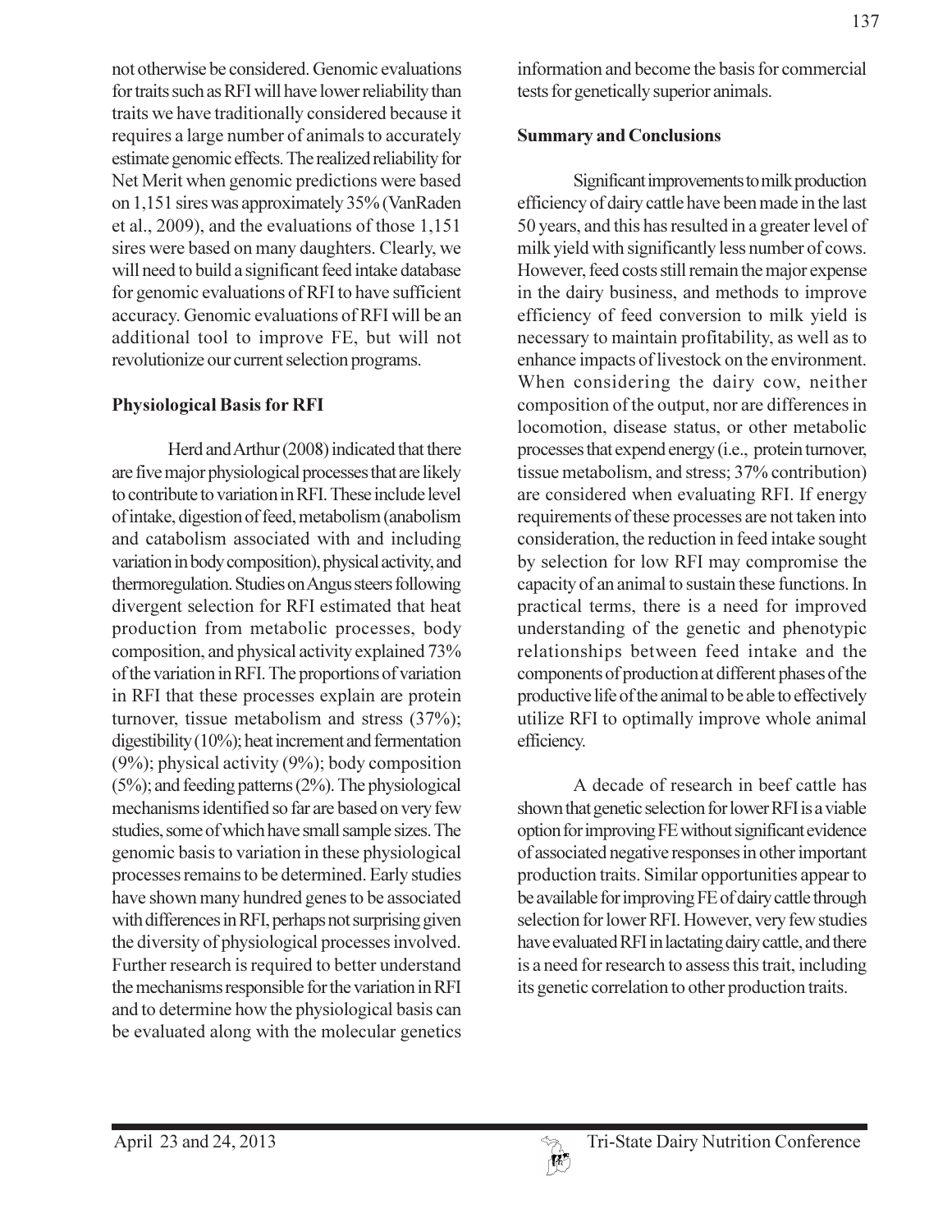not otherwise be considered. Genomic evaluations for traits such as RFI will have lower reliability than traits we have traditionally considered because it requires a large number of animals to accurately estimate genomic effects. The realized reliability for Net Merit when genomic predictions were based on 1,151 sires was approximately 35% (VanRaden et al., 2009), and the evaluations of those 1,151 sires were based on many daughters. Clearly, we will need to build a significant feed intake database for genomic evaluations of RFI to have sufficient accuracy. Genomic evaluations of RFI will be an additional tool to improve FE, but will not revolutionize our current selection programs.

## Physiological Basis for RFI

Herd and Arthur (2008) indicated that there are five major physiological processes that are likely to contribute to variation in RFI. These include level of intake, digestion of feed, metabolism (anabolism and catabolism associated with and including variation in body composition), physical activity, and thermoregulation. Studies on Angus steers following divergent selection for RFI estimated that heat production from metabolic processes, body composition, and physical activity explained 73% of the variation in RFI. The proportions of variation in RFI that these processes explain are protein turnover, tissue metabolism and stress (37%); digestibility (10%); heat increment and fermentation (9%); physical activity (9%); body composition (5%); and feeding patterns (2%). The physiological mechanisms identified so far are based on very few studies, some of which have small sample sizes. The genomic basis to variation in these physiological processes remains to be determined. Early studies have shown many hundred genes to be associated with differences in RFI, perhaps not surprising given the diversity of physiological processes involved. Further research is required to better understand the mechanisms responsible for the variation in RFI and to determine how the physiological basis can be evaluated along with the molecular genetics information and become the basis for commercial tests for genetically superior animals.

## Summary and Conclusions

Significant improvements to milk production efficiency of dairy cattle have been made in the last 50 years, and this has resulted in a greater level of milk yield with significantly less number of cows. However, feed costs still remain the major expense in the dairy business, and methods to improve efficiency of feed conversion to milk yield is necessary to maintain profitability, as well as to enhance impacts of livestock on the environment. When considering the dairy cow, neither composition of the output, nor are differences in locomotion, disease status, or other metabolic processes that expend energy (i.e., protein turnover, tissue metabolism, and stress; 37% contribution) are considered when evaluating RFI. If energy requirements of these processes are not taken into consideration, the reduction in feed intake sought by selection for low RFI may compromise the capacity of an animal to sustain these functions. In practical terms, there is a need for improved understanding of the genetic and phenotypic relationships between feed intake and the components of production at different phases of the productive life of the animal to be able to effectively utilize RFI to optimally improve whole animal efficiency.

A decade of research in beef cattle has shown that genetic selection for lower RFI is a viable option for improving FE without significant evidence of associated negative responses in other important production traits. Similar opportunities appear to be available for improving FE of dairy cattle through selection for lower RFI. However, very few studies have evaluated RFI in lactating dairy cattle, and there is a need for research to assess this trait, including its genetic correlation to other production traits.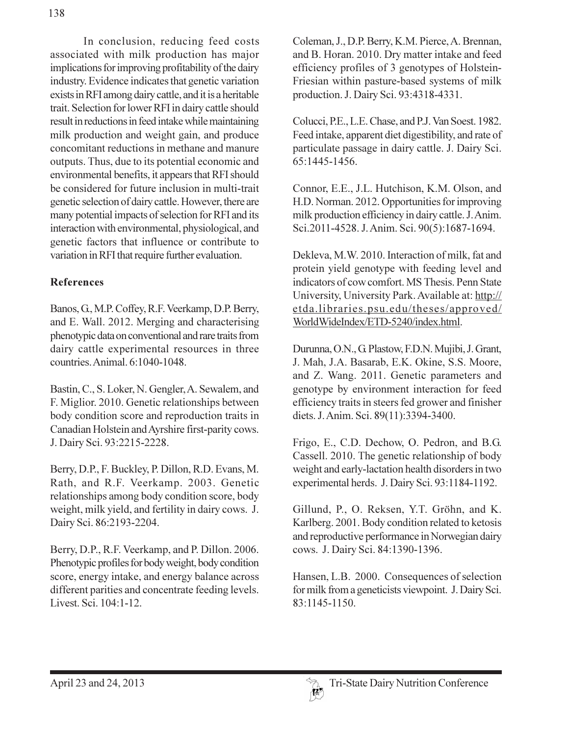In conclusion, reducing feed costs associated with milk production has major implications for improving profitability of the dairy industry. Evidence indicates that genetic variation exists in RFI among dairy cattle, and it is a heritable trait. Selection for lower RFI in dairy cattle should result in reductions in feed intake while maintaining milk production and weight gain, and produce concomitant reductions in methane and manure outputs. Thus, due to its potential economic and environmental benefits, it appears that RFI should be considered for future inclusion in multi-trait genetic selection of dairy cattle. However, there are many potential impacts of selection for RFI and its interaction with environmental, physiological, and genetic factors that influence or contribute to variation in RFI that require further evaluation.

## References

Banos, G., M.P. Coffey, R.F. Veerkamp, D.P. Berry, and E. Wall. 2012. Merging and characterising phenotypic data on conventional and rare traits from dairy cattle experimental resources in three countries. Animal. 6:1040-1048.

Bastin, C., S. Loker, N. Gengler, A. Sewalem, and F. Miglior. 2010. Genetic relationships between body condition score and reproduction traits in Canadian Holstein and Ayrshire first-parity cows. J. Dairy Sci. 93:2215-2228.

Berry, D.P., F. Buckley, P. Dillon, R.D. Evans, M. Rath, and R.F. Veerkamp. 2003. Genetic relationships among body condition score, body weight, milk yield, and fertility in dairy cows. J. Dairy Sci. 86:2193-2204.

Berry, D.P., R.F. Veerkamp, and P. Dillon. 2006. Phenotypic profiles for body weight, body condition score, energy intake, and energy balance across different parities and concentrate feeding levels. Livest. Sci. 104:1-12.

Coleman, J., D.P. Berry, K.M. Pierce, A. Brennan, and B. Horan. 2010. Dry matter intake and feed efficiency profiles of 3 genotypes of Holstein-Friesian within pasture-based systems of milk production. J. Dairy Sci. 93:4318-4331.

Colucci, P.E., L.E. Chase, and P.J. Van Soest. 1982. Feed intake, apparent diet digestibility, and rate of particulate passage in dairy cattle. J. Dairy Sci. 65:1445-1456.

Connor, E.E., J.L. Hutchison, K.M. Olson, and H.D. Norman. 2012. Opportunities for improving milk production efficiency in dairy cattle. J. Anim. Sci.2011-4528. J. Anim. Sci. 90(5):1687-1694.

Dekleva, M.W. 2010. Interaction of milk, fat and protein yield genotype with feeding level and indicators of cow comfort. MS Thesis. Penn State University, University Park. Available at: http://etda.libraries.psu.edu/theses/approved/WorldWideIndex/ETD-5240/index.html.

Durunna, O.N., G. Plastow, F.D.N. Mujibi, J. Grant, J. Mah, J.A. Basarab, E.K. Okine, S.S. Moore, and Z. Wang. 2011. Genetic parameters and genotype by environment interaction for feed efficiency traits in steers fed grower and finisher diets. J. Anim. Sci. 89(11):3394-3400.

Frigo, E., C.D. Dechow, O. Pedron, and B.G. Cassell. 2010. The genetic relationship of body weight and early-lactation health disorders in two experimental herds. J. Dairy Sci. 93:1184-1192.

Gillund, P., O. Reksen, Y.T. Gröhn, and K. Karlberg. 2001. Body condition related to ketosis and reproductive performance in Norwegian dairy cows. J. Dairy Sci. 84:1390-1396.

Hansen, L.B. 2000. Consequences of selection for milk from a geneticists viewpoint. J. Dairy Sci. 83:1145-1150.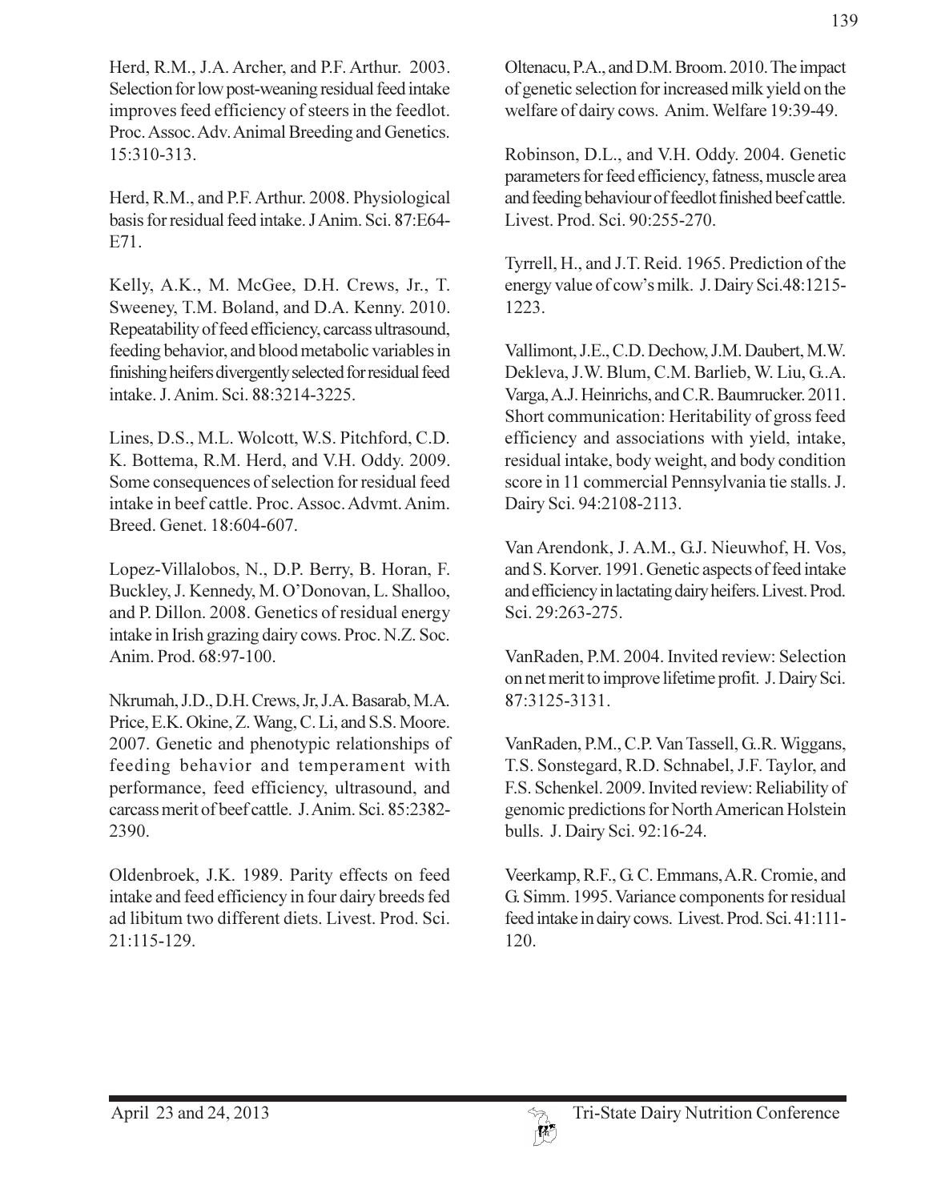Herd, R.M., J.A. Archer, and P.F. Arthur. 2003. Selection for low post-weaning residual feed intake improves feed efficiency of steers in the feedlot. Proc. Assoc. Adv. Animal Breeding and Genetics. 15:310-313.

Herd, R.M., and P.F. Arthur. 2008. Physiological basis for residual feed intake. J Anim. Sci. 87:E64-E71.

Kelly, A.K., M. McGee, D.H. Crews, Jr., T. Sweeney, T.M. Boland, and D.A. Kenny. 2010. Repeatability of feed efficiency, carcass ultrasound, feeding behavior, and blood metabolic variables in finishing heifers divergently selected for residual feed intake. J. Anim. Sci. 88:3214-3225.

Lines, D.S., M.L. Wolcott, W.S. Pitchford, C.D. K. Bottema, R.M. Herd, and V.H. Oddy. 2009. Some consequences of selection for residual feed intake in beef cattle. Proc. Assoc. Advmt. Anim. Breed. Genet. 18:604-607.

Lopez-Villalobos, N., D.P. Berry, B. Horan, F. Buckley, J. Kennedy, M. O'Donovan, L. Shalloo, and P. Dillon. 2008. Genetics of residual energy intake in Irish grazing dairy cows. Proc. N.Z. Soc. Anim. Prod. 68:97-100.

Nkrumah, J.D., D.H. Crews, Jr, J.A. Basarab, M.A. Price, E.K. Okine, Z. Wang, C. Li, and S.S. Moore. 2007. Genetic and phenotypic relationships of feeding behavior and temperament with performance, feed efficiency, ultrasound, and carcass merit of beef cattle. J. Anim. Sci. 85:2382-2390.

Oldenbroek, J.K. 1989. Parity effects on feed intake and feed efficiency in four dairy breeds fed ad libitum two different diets. Livest. Prod. Sci. 21:115-129.

Oltenacu, P.A., and D.M. Broom. 2010. The impact of genetic selection for increased milk yield on the welfare of dairy cows. Anim. Welfare 19:39-49.

Robinson, D.L., and V.H. Oddy. 2004. Genetic parameters for feed efficiency, fatness, muscle area and feeding behaviour of feedlot finished beef cattle. Livest. Prod. Sci. 90:255-270.

Tyrrell, H., and J.T. Reid. 1965. Prediction of the energy value of cow's milk. J. Dairy Sci.48:1215-1223.

Vallimont, J.E., C.D. Dechow, J.M. Daubert, M.W. Dekleva, J.W. Blum, C.M. Barlieb, W. Liu, G..A. Varga, A.J. Heinrichs, and C.R. Baumrucker. 2011. Short communication: Heritability of gross feed efficiency and associations with yield, intake, residual intake, body weight, and body condition score in 11 commercial Pennsylvania tie stalls. J. Dairy Sci. 94:2108-2113.

Van Arendonk, J. A.M., G.J. Nieuwhof, H. Vos, and S. Korver. 1991. Genetic aspects of feed intake and efficiency in lactating dairy heifers. Livest. Prod. Sci. 29:263-275.

VanRaden, P.M. 2004. Invited review: Selection on net merit to improve lifetime profit. J. Dairy Sci. 87:3125-3131.

VanRaden, P.M., C.P. Van Tassell, G..R. Wiggans, T.S. Sonstegard, R.D. Schnabel, J.F. Taylor, and F.S. Schenkel. 2009. Invited review: Reliability of genomic predictions for North American Holstein bulls. J. Dairy Sci. 92:16-24.

Veerkamp, R.F., G. C. Emmans, A.R. Cromie, and G. Simm. 1995. Variance components for residual feed intake in dairy cows. Livest. Prod. Sci. 41:111-120.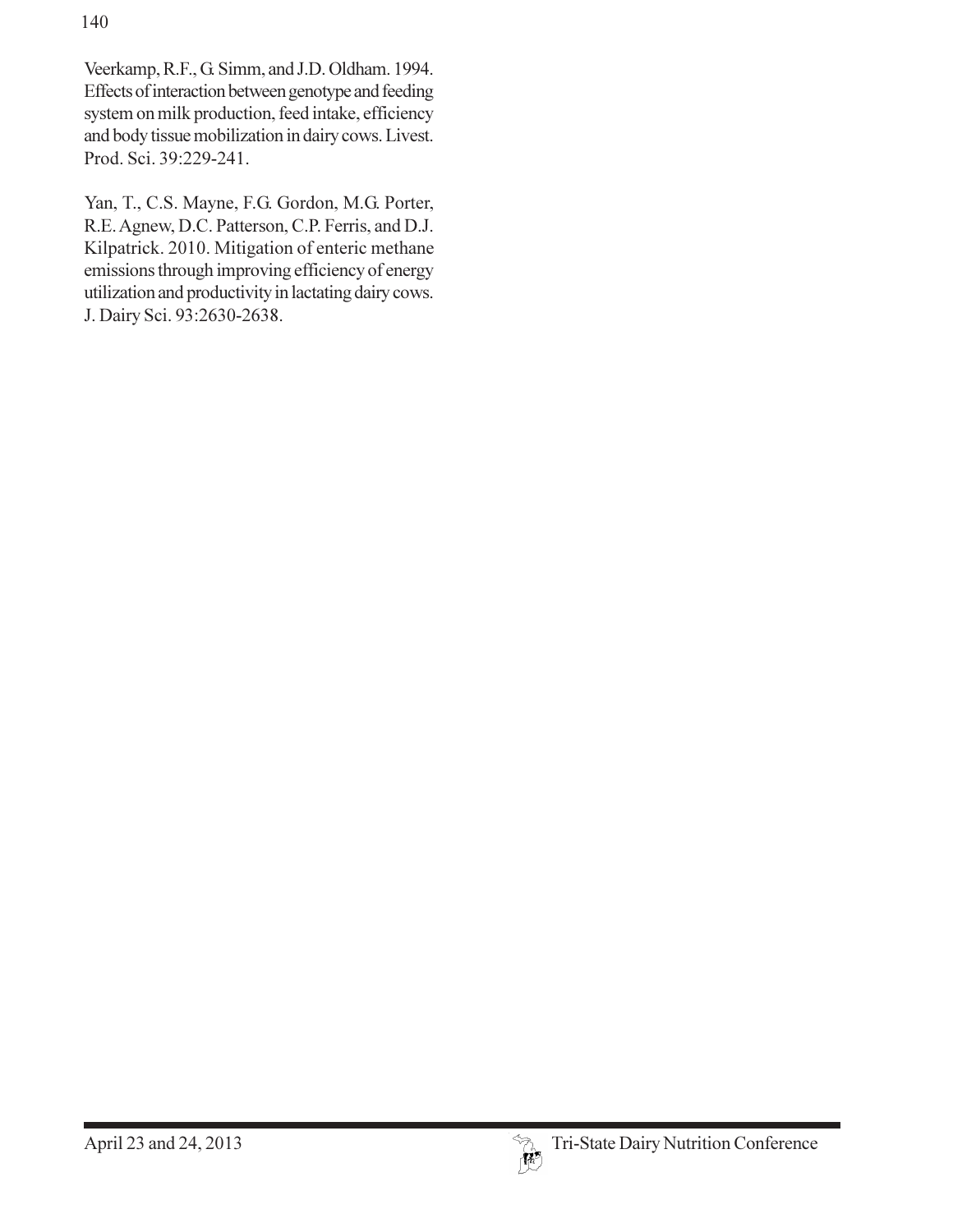Veerkamp, R.F., G. Simm, and J.D. Oldham. 1994. Effects of interaction between genotype and feeding system on milk production, feed intake, efficiency and body tissue mobilization in dairy cows. Livest. Prod. Sci. 39:229-241.

Yan, T., C.S. Mayne, F.G. Gordon, M.G. Porter, R.E. Agnew, D.C. Patterson, C.P. Ferris, and D.J. Kilpatrick. 2010. Mitigation of enteric methane emissions through improving efficiency of energy utilization and productivity in lactating dairy cows. J. Dairy Sci. 93:2630-2638.